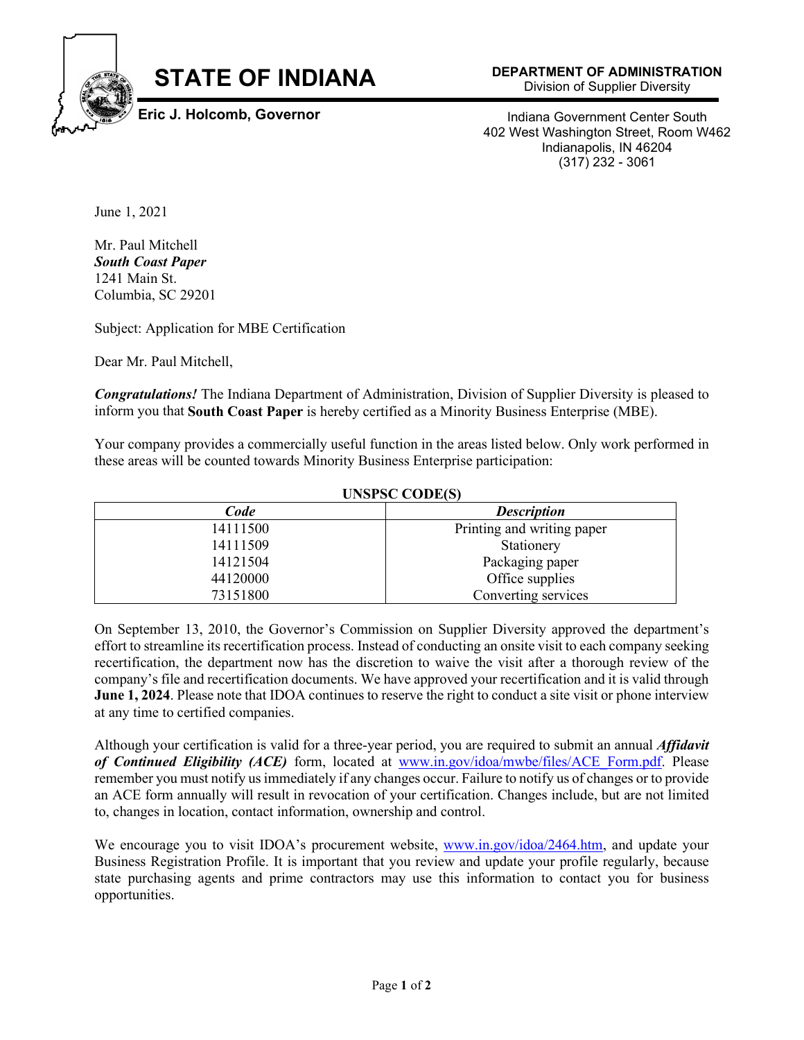# STATE OF INDIANA

**Eric J. Holcomb, Governor**

**DEPARTMENT OF ADMINISTRATION**
Division of Supplier Diversity

Indiana Government Center South
402 West Washington Street, Room W462
Indianapolis, IN 46204
(317) 232 - 3061

June 1, 2021

Mr. Paul Mitchell
***South Coast Paper***
1241 Main St.
Columbia, SC 29201

Subject: Application for MBE Certification

Dear Mr. Paul Mitchell,

***Congratulations!*** The Indiana Department of Administration, Division of Supplier Diversity is pleased to inform you that **South Coast Paper** is hereby certified as a Minority Business Enterprise (MBE).

Your company provides a commercially useful function in the areas listed below. Only work performed in these areas will be counted towards Minority Business Enterprise participation:

**UNSPSC CODE(S)**

| *Code* | *Description* |
|---|---|
| 14111500 | Printing and writing paper |
| 14111509 | Stationery |
| 14121504 | Packaging paper |
| 44120000 | Office supplies |
| 73151800 | Converting services |

On September 13, 2010, the Governor's Commission on Supplier Diversity approved the department's effort to streamline its recertification process. Instead of conducting an onsite visit to each company seeking recertification, the department now has the discretion to waive the visit after a thorough review of the company's file and recertification documents. We have approved your recertification and it is valid through **June 1, 2024**. Please note that IDOA continues to reserve the right to conduct a site visit or phone interview at any time to certified companies.

Although your certification is valid for a three-year period, you are required to submit an annual ***Affidavit of Continued Eligibility (ACE)*** form, located at www.in.gov/idoa/mwbe/files/ACE_Form.pdf. Please remember you must notify us immediately if any changes occur. Failure to notify us of changes or to provide an ACE form annually will result in revocation of your certification. Changes include, but are not limited to, changes in location, contact information, ownership and control.

We encourage you to visit IDOA's procurement website, www.in.gov/idoa/2464.htm, and update your Business Registration Profile. It is important that you review and update your profile regularly, because state purchasing agents and prime contractors may use this information to contact you for business opportunities.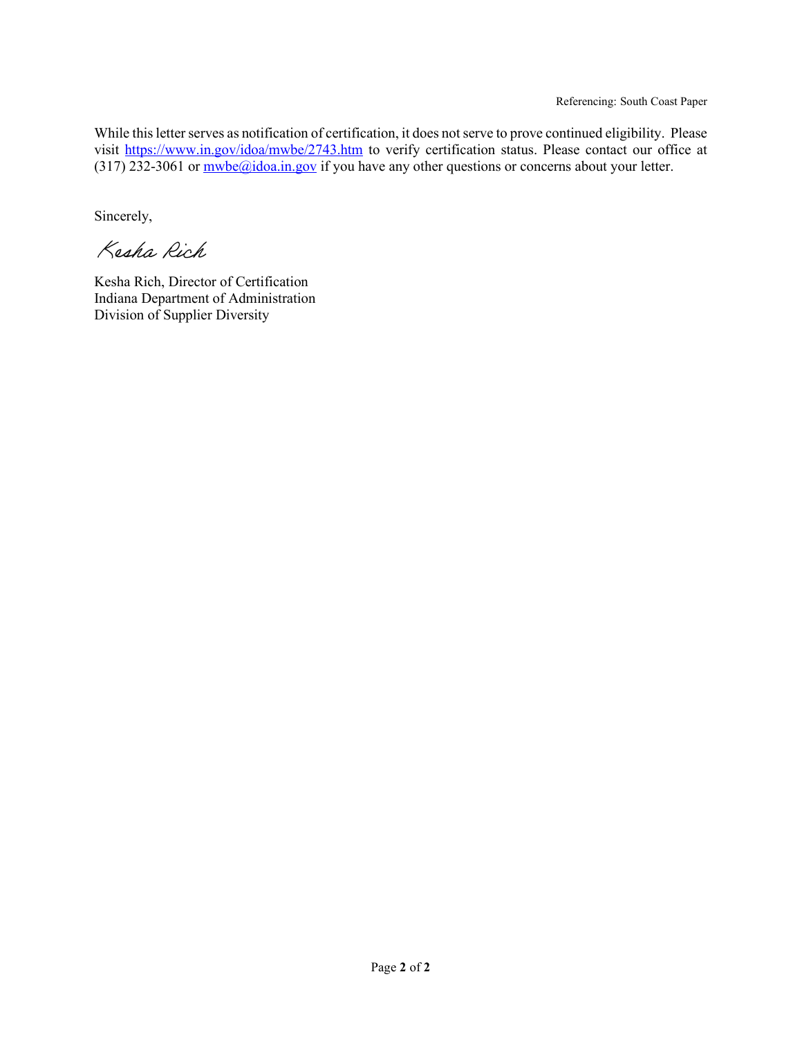Referencing: South Coast Paper

While this letter serves as notification of certification, it does not serve to prove continued eligibility. Please visit https://www.in.gov/idoa/mwbe/2743.htm to verify certification status. Please contact our office at (317) 232-3061 or mwbe@idoa.in.gov if you have any other questions or concerns about your letter.

Sincerely,

Kesha Rich

Kesha Rich, Director of Certification
Indiana Department of Administration
Division of Supplier Diversity